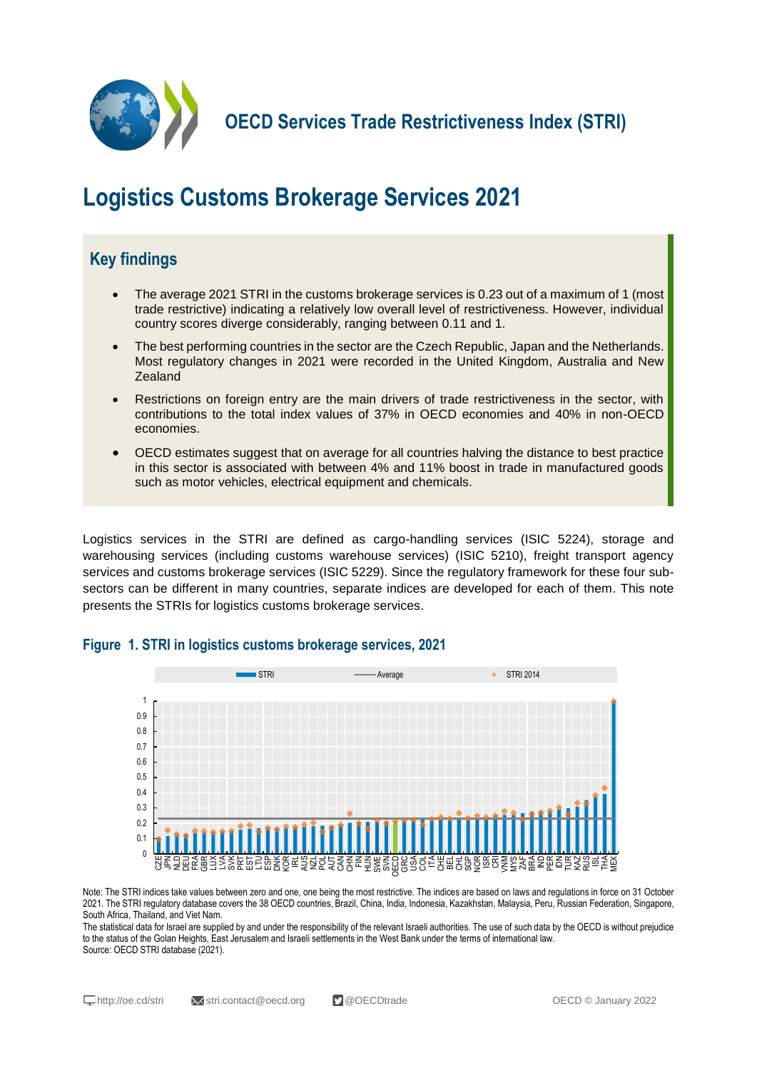# OECD Services Trade Restrictiveness Index (STRI)

# Logistics Customs Brokerage Services 2021

## Key findings

- The average 2021 STRI in the customs brokerage services is 0.23 out of a maximum of 1 (most trade restrictive) indicating a relatively low overall level of restrictiveness. However, individual country scores diverge considerably, ranging between 0.11 and 1.
- The best performing countries in the sector are the Czech Republic, Japan and the Netherlands. Most regulatory changes in 2021 were recorded in the United Kingdom, Australia and New Zealand
- Restrictions on foreign entry are the main drivers of trade restrictiveness in the sector, with contributions to the total index values of 37% in OECD economies and 40% in non-OECD economies.
- OECD estimates suggest that on average for all countries halving the distance to best practice in this sector is associated with between 4% and 11% boost in trade in manufactured goods such as motor vehicles, electrical equipment and chemicals.

Logistics services in the STRI are defined as cargo-handling services (ISIC 5224), storage and warehousing services (including customs warehouse services) (ISIC 5210), freight transport agency services and customs brokerage services (ISIC 5229). Since the regulatory framework for these four sub-sectors can be different in many countries, separate indices are developed for each of them. This note presents the STRIs for logistics customs brokerage services.

### Figure 1. STRI in logistics customs brokerage services, 2021

Legend: STRI; Average; STRI 2014

Countries (left to right): CZE, JPN, NLD, DEU, FRA, GBR, LUX, LVA, SVK, PRT, EST, LTU, ESP, DNK, KOR, IRL, AUS, NZL, POL, AUT, CAN, CHN, FIN, HUN, SWE, SVN, OECD, GRC, USA, COL, ITA, CHE, BEL, CHL, SGP, NOR, ISR, CRI, VNM, MYS, ZAF, BRA, IND, PER, IDN, TUR, KAZ, RUS, ISL, THA, MEX

Note: The STRI indices take values between zero and one, one being the most restrictive. The indices are based on laws and regulations in force on 31 October 2021. The STRI regulatory database covers the 38 OECD countries, Brazil, China, India, Indonesia, Kazakhstan, Malaysia, Peru, Russian Federation, Singapore, South Africa, Thailand, and Viet Nam.

The statistical data for Israel are supplied by and under the responsibility of the relevant Israeli authorities. The use of such data by the OECD is without prejudice to the status of the Golan Heights, East Jerusalem and Israeli settlements in the West Bank under the terms of international law.

Source: OECD STRI database (2021).

http://oe.cd/stri | stri.contact@oecd.org | @OECDtrade | OECD © January 2022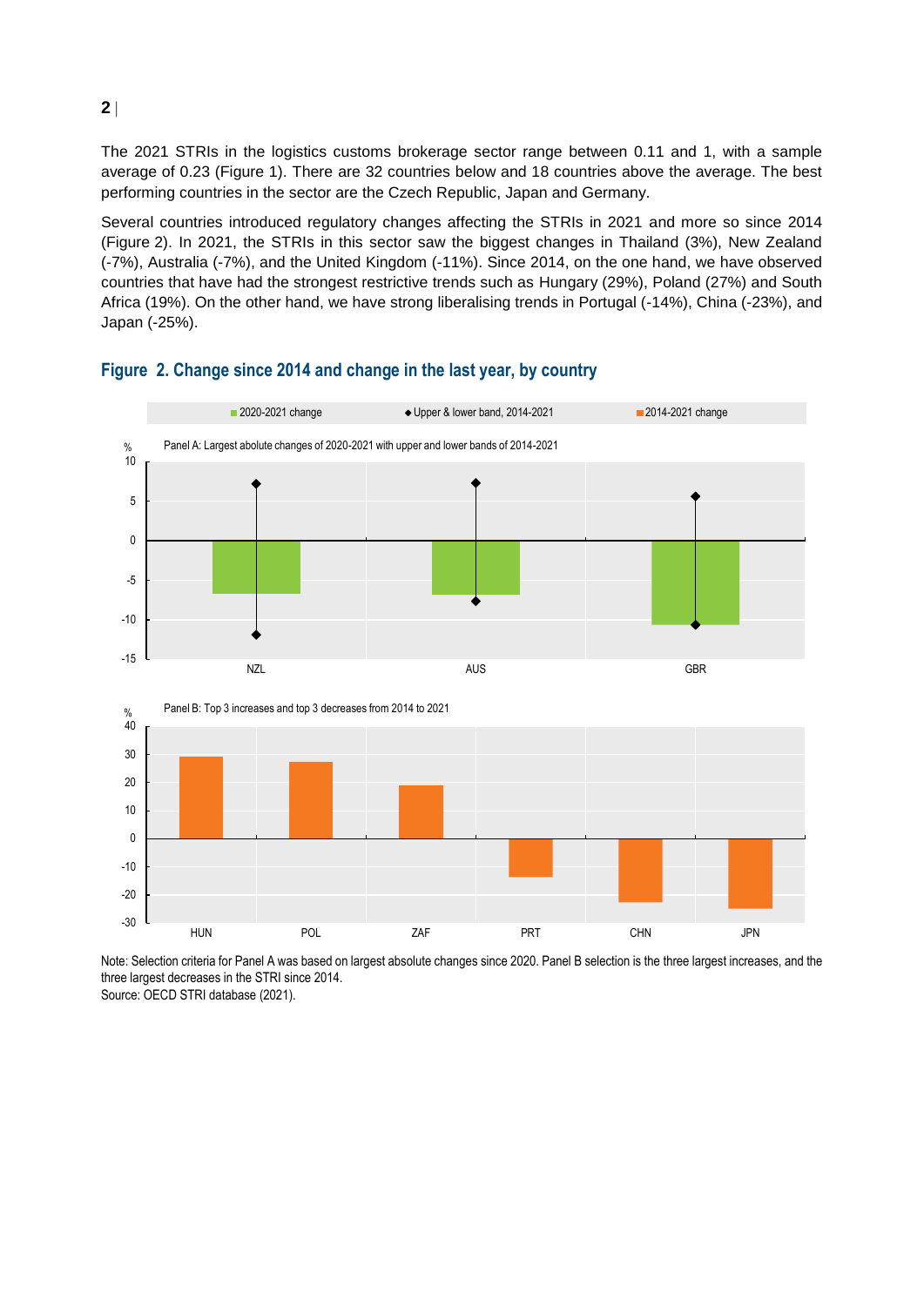The 2021 STRIs in the logistics customs brokerage sector range between 0.11 and 1, with a sample average of 0.23 (Figure 1). There are 32 countries below and 18 countries above the average. The best performing countries in the sector are the Czech Republic, Japan and Germany.

Several countries introduced regulatory changes affecting the STRIs in 2021 and more so since 2014 (Figure 2). In 2021, the STRIs in this sector saw the biggest changes in Thailand (3%), New Zealand (-7%), Australia (-7%), and the United Kingdom (-11%). Since 2014, on the one hand, we have observed countries that have had the strongest restrictive trends such as Hungary (29%), Poland (27%) and South Africa (19%). On the other hand, we have strong liberalising trends in Portugal (-14%), China (-23%), and Japan (-25%).

## Figure 2. Change since 2014 and change in the last year, by country

■ 2020-2021 change ◆ Upper & lower band, 2014-2021 ■ 2014-2021 change

Panel A: Largest abolute changes of 2020-2021 with upper and lower bands of 2014-2021

Panel B: Top 3 increases and top 3 decreases from 2014 to 2021

Note: Selection criteria for Panel A was based on largest absolute changes since 2020. Panel B selection is the three largest increases, and the three largest decreases in the STRI since 2014.
Source: OECD STRI database (2021).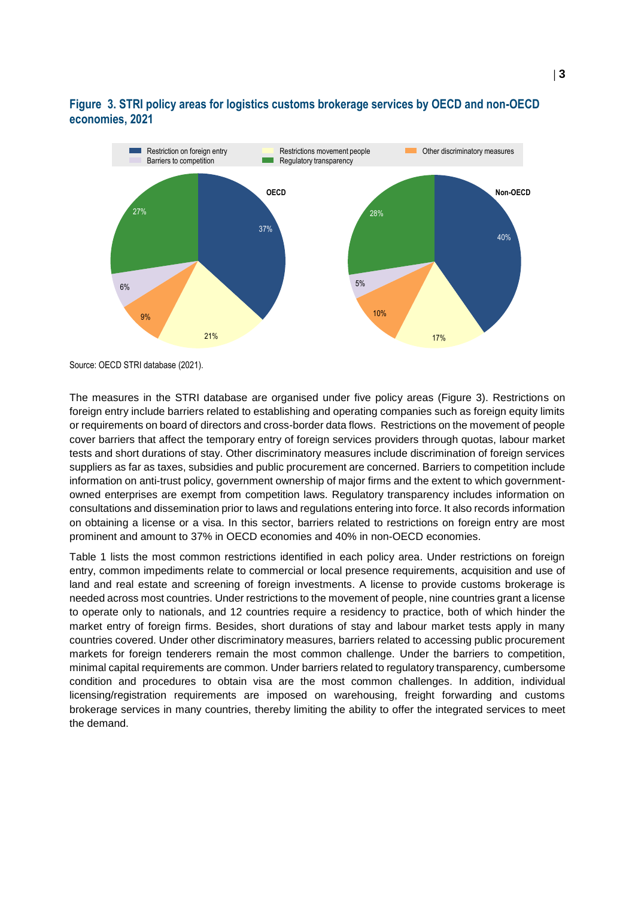**Figure 3. STRI policy areas for logistics customs brokerage services by OECD and non-OECD economies, 2021**

Source: OECD STRI database (2021).

The measures in the STRI database are organised under five policy areas (Figure 3). Restrictions on foreign entry include barriers related to establishing and operating companies such as foreign equity limits or requirements on board of directors and cross-border data flows. Restrictions on the movement of people cover barriers that affect the temporary entry of foreign services providers through quotas, labour market tests and short durations of stay. Other discriminatory measures include discrimination of foreign services suppliers as far as taxes, subsidies and public procurement are concerned. Barriers to competition include information on anti-trust policy, government ownership of major firms and the extent to which government-owned enterprises are exempt from competition laws. Regulatory transparency includes information on consultations and dissemination prior to laws and regulations entering into force. It also records information on obtaining a license or a visa. In this sector, barriers related to restrictions on foreign entry are most prominent and amount to 37% in OECD economies and 40% in non-OECD economies.

Table 1 lists the most common restrictions identified in each policy area. Under restrictions on foreign entry, common impediments relate to commercial or local presence requirements, acquisition and use of land and real estate and screening of foreign investments. A license to provide customs brokerage is needed across most countries. Under restrictions to the movement of people, nine countries grant a license to operate only to nationals, and 12 countries require a residency to practice, both of which hinder the market entry of foreign firms. Besides, short durations of stay and labour market tests apply in many countries covered. Under other discriminatory measures, barriers related to accessing public procurement markets for foreign tenderers remain the most common challenge. Under the barriers to competition, minimal capital requirements are common. Under barriers related to regulatory transparency, cumbersome condition and procedures to obtain visa are the most common challenges. In addition, individual licensing/registration requirements are imposed on warehousing, freight forwarding and customs brokerage services in many countries, thereby limiting the ability to offer the integrated services to meet the demand.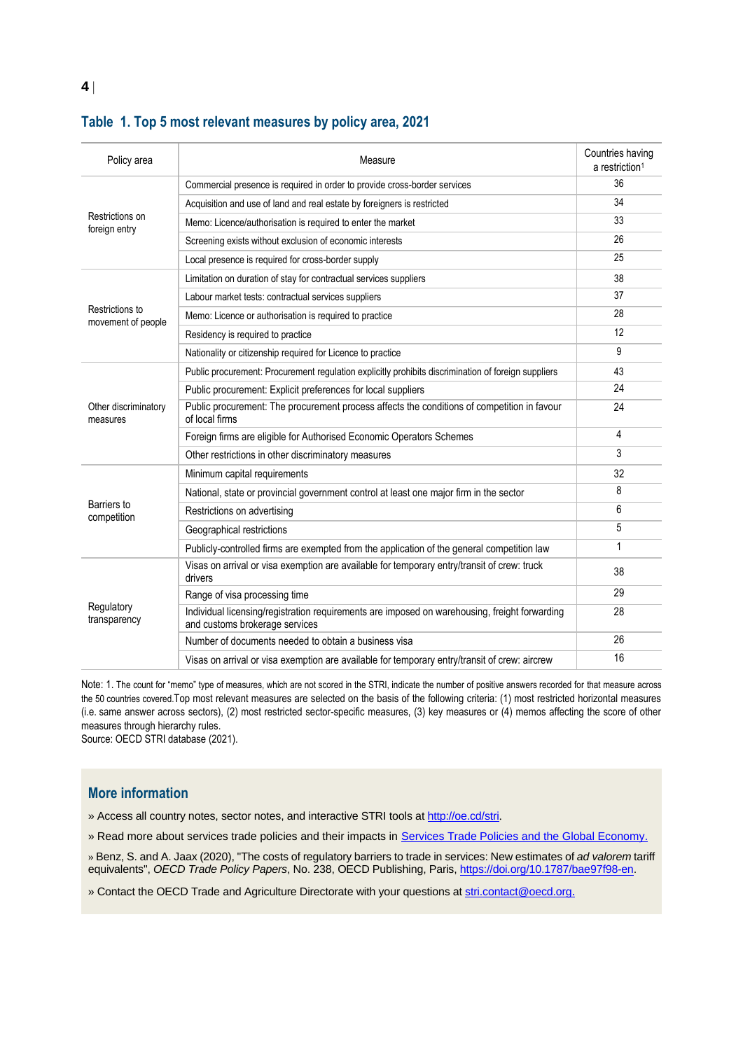## Table 1. Top 5 most relevant measures by policy area, 2021

| Policy area | Measure | Countries having a restriction[1] |
|---|---|---|
| Restrictions on foreign entry | Commercial presence is required in order to provide cross-border services | 36 |
| | Acquisition and use of land and real estate by foreigners is restricted | 34 |
| | Memo: Licence/authorisation is required to enter the market | 33 |
| | Screening exists without exclusion of economic interests | 26 |
| | Local presence is required for cross-border supply | 25 |
| Restrictions to movement of people | Limitation on duration of stay for contractual services suppliers | 38 |
| | Labour market tests: contractual services suppliers | 37 |
| | Memo: Licence or authorisation is required to practice | 28 |
| | Residency is required to practice | 12 |
| | Nationality or citizenship required for Licence to practice | 9 |
| Other discriminatory measures | Public procurement: Procurement regulation explicitly prohibits discrimination of foreign suppliers | 43 |
| | Public procurement: Explicit preferences for local suppliers | 24 |
| | Public procurement: The procurement process affects the conditions of competition in favour of local firms | 24 |
| | Foreign firms are eligible for Authorised Economic Operators Schemes | 4 |
| | Other restrictions in other discriminatory measures | 3 |
| Barriers to competition | Minimum capital requirements | 32 |
| | National, state or provincial government control at least one major firm in the sector | 8 |
| | Restrictions on advertising | 6 |
| | Geographical restrictions | 5 |
| | Publicly-controlled firms are exempted from the application of the general competition law | 1 |
| Regulatory transparency | Visas on arrival or visa exemption are available for temporary entry/transit of crew: truck drivers | 38 |
| | Range of visa processing time | 29 |
| | Individual licensing/registration requirements are imposed on warehousing, freight forwarding and customs brokerage services | 28 |
| | Number of documents needed to obtain a business visa | 26 |
| | Visas on arrival or visa exemption are available for temporary entry/transit of crew: aircrew | 16 |

Note: 1. The count for "memo" type of measures, which are not scored in the STRI, indicate the number of positive answers recorded for that measure across the 50 countries covered.Top most relevant measures are selected on the basis of the following criteria: (1) most restricted horizontal measures (i.e. same answer across sectors), (2) most restricted sector-specific measures, (3) key measures or (4) memos affecting the score of other measures through hierarchy rules.
Source: OECD STRI database (2021).

## More information

» Access all country notes, sector notes, and interactive STRI tools at http://oe.cd/stri.

» Read more about services trade policies and their impacts in Services Trade Policies and the Global Economy.

» Benz, S. and A. Jaax (2020), "The costs of regulatory barriers to trade in services: New estimates of *ad valorem* tariff equivalents", *OECD Trade Policy Papers*, No. 238, OECD Publishing, Paris, https://doi.org/10.1787/bae97f98-en.

» Contact the OECD Trade and Agriculture Directorate with your questions at stri.contact@oecd.org.